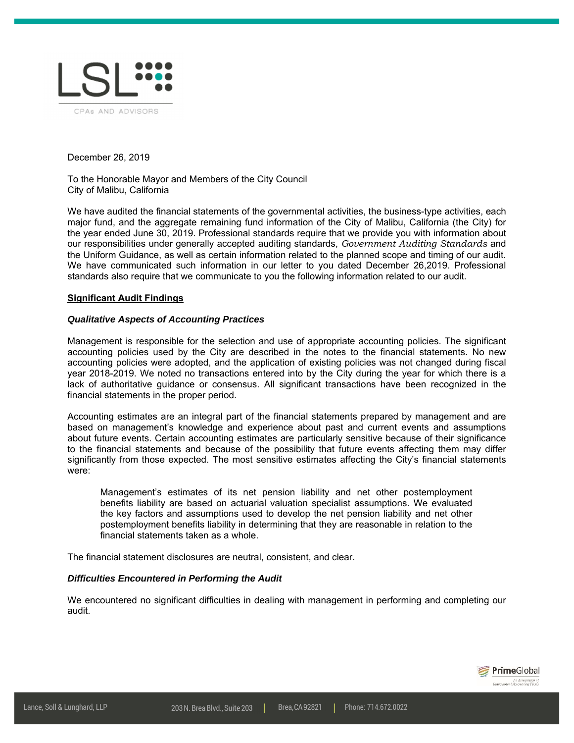December 26, 2019

To the Honorable Mayor and Members of the City Council
City of Malibu, California

We have audited the financial statements of the governmental activities, the business-type activities, each major fund, and the aggregate remaining fund information of the City of Malibu, California (the City) for the year ended June 30, 2019. Professional standards require that we provide you with information about our responsibilities under generally accepted auditing standards, *Government Auditing Standards* and the Uniform Guidance, as well as certain information related to the planned scope and timing of our audit. We have communicated such information in our letter to you dated December 26,2019. Professional standards also require that we communicate to you the following information related to our audit.

## Significant Audit Findings

### *Qualitative Aspects of Accounting Practices*

Management is responsible for the selection and use of appropriate accounting policies. The significant accounting policies used by the City are described in the notes to the financial statements. No new accounting policies were adopted, and the application of existing policies was not changed during fiscal year 2018-2019. We noted no transactions entered into by the City during the year for which there is a lack of authoritative guidance or consensus. All significant transactions have been recognized in the financial statements in the proper period.

Accounting estimates are an integral part of the financial statements prepared by management and are based on management's knowledge and experience about past and current events and assumptions about future events. Certain accounting estimates are particularly sensitive because of their significance to the financial statements and because of the possibility that future events affecting them may differ significantly from those expected. The most sensitive estimates affecting the City's financial statements were:

> Management's estimates of its net pension liability and net other postemployment benefits liability are based on actuarial valuation specialist assumptions. We evaluated the key factors and assumptions used to develop the net pension liability and net other postemployment benefits liability in determining that they are reasonable in relation to the financial statements taken as a whole.

The financial statement disclosures are neutral, consistent, and clear.

### *Difficulties Encountered in Performing the Audit*

We encountered no significant difficulties in dealing with management in performing and completing our audit.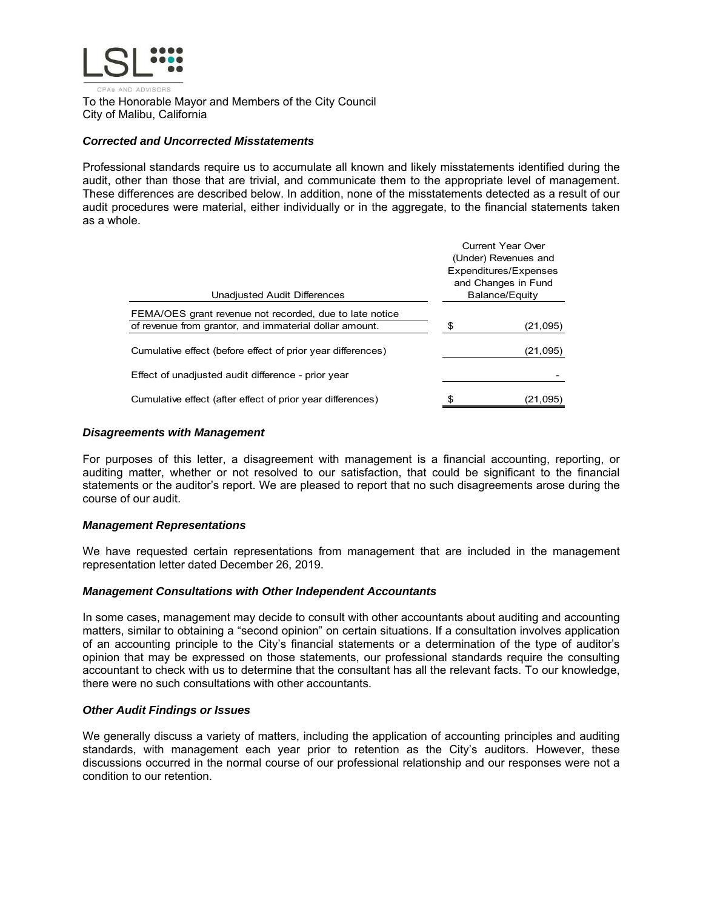LSL CPAs AND ADVISORS

To the Honorable Mayor and Members of the City Council
City of Malibu, California

***Corrected and Uncorrected Misstatements***

Professional standards require us to accumulate all known and likely misstatements identified during the audit, other than those that are trivial, and communicate them to the appropriate level of management. These differences are described below. In addition, none of the misstatements detected as a result of our audit procedures were material, either individually or in the aggregate, to the financial statements taken as a whole.

| Unadjusted Audit Differences | Current Year Over (Under) Revenues and Expenditures/Expenses and Changes in Fund Balance/Equity |
|---|---|
| FEMA/OES grant revenue not recorded, due to late notice of revenue from grantor, and immaterial dollar amount. | $ (21,095) |
| Cumulative effect (before effect of prior year differences) | (21,095) |
| Effect of unadjusted audit difference - prior year | - |
| Cumulative effect (after effect of prior year differences) | $ (21,095) |

***Disagreements with Management***

For purposes of this letter, a disagreement with management is a financial accounting, reporting, or auditing matter, whether or not resolved to our satisfaction, that could be significant to the financial statements or the auditor's report. We are pleased to report that no such disagreements arose during the course of our audit.

***Management Representations***

We have requested certain representations from management that are included in the management representation letter dated December 26, 2019.

***Management Consultations with Other Independent Accountants***

In some cases, management may decide to consult with other accountants about auditing and accounting matters, similar to obtaining a "second opinion" on certain situations. If a consultation involves application of an accounting principle to the City's financial statements or a determination of the type of auditor's opinion that may be expressed on those statements, our professional standards require the consulting accountant to check with us to determine that the consultant has all the relevant facts. To our knowledge, there were no such consultations with other accountants.

***Other Audit Findings or Issues***

We generally discuss a variety of matters, including the application of accounting principles and auditing standards, with management each year prior to retention as the City's auditors. However, these discussions occurred in the normal course of our professional relationship and our responses were not a condition to our retention.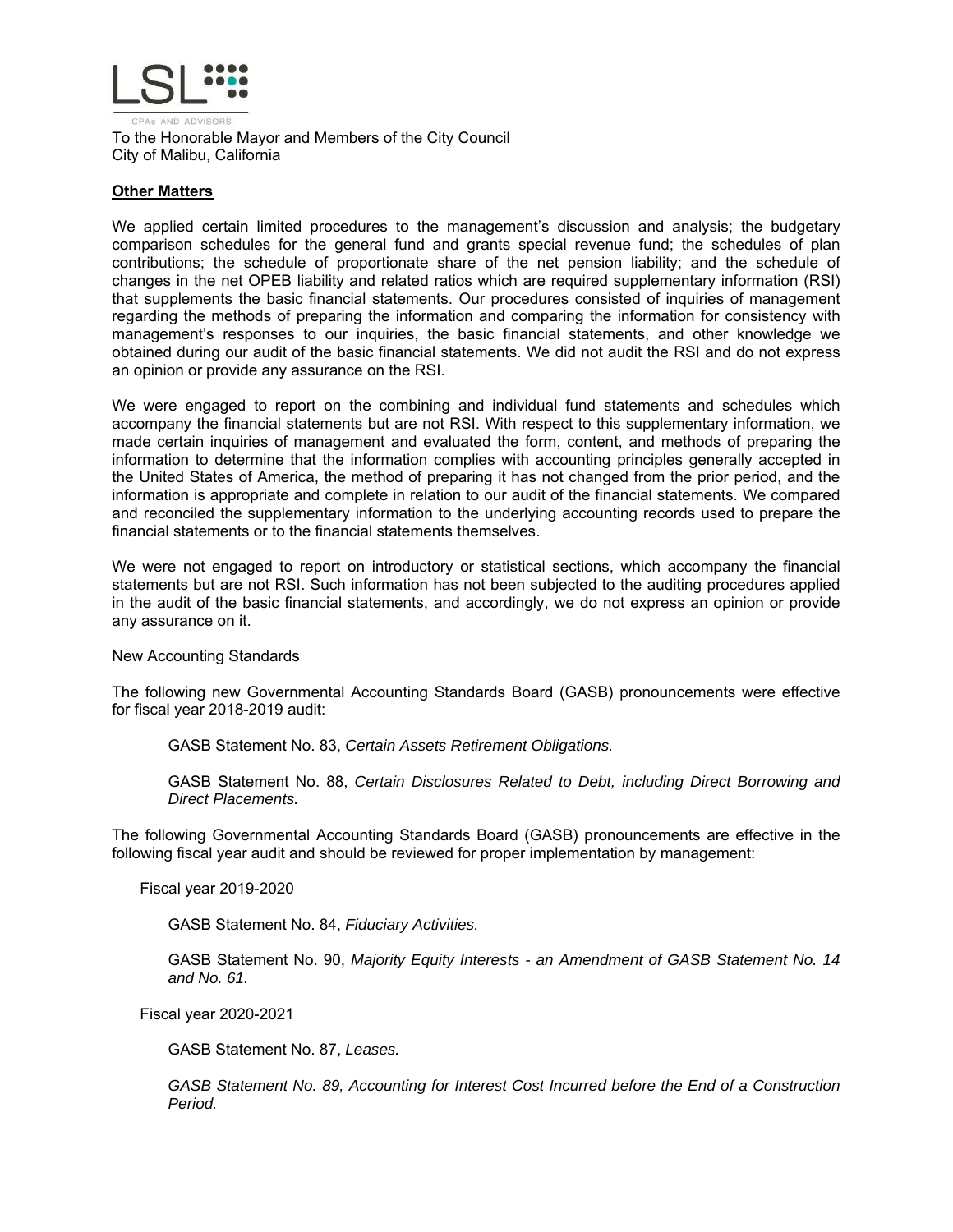To the Honorable Mayor and Members of the City Council
City of Malibu, California

**Other Matters**

We applied certain limited procedures to the management's discussion and analysis; the budgetary comparison schedules for the general fund and grants special revenue fund; the schedules of plan contributions; the schedule of proportionate share of the net pension liability; and the schedule of changes in the net OPEB liability and related ratios which are required supplementary information (RSI) that supplements the basic financial statements. Our procedures consisted of inquiries of management regarding the methods of preparing the information and comparing the information for consistency with management's responses to our inquiries, the basic financial statements, and other knowledge we obtained during our audit of the basic financial statements. We did not audit the RSI and do not express an opinion or provide any assurance on the RSI.

We were engaged to report on the combining and individual fund statements and schedules which accompany the financial statements but are not RSI. With respect to this supplementary information, we made certain inquiries of management and evaluated the form, content, and methods of preparing the information to determine that the information complies with accounting principles generally accepted in the United States of America, the method of preparing it has not changed from the prior period, and the information is appropriate and complete in relation to our audit of the financial statements. We compared and reconciled the supplementary information to the underlying accounting records used to prepare the financial statements or to the financial statements themselves.

We were not engaged to report on introductory or statistical sections, which accompany the financial statements but are not RSI. Such information has not been subjected to the auditing procedures applied in the audit of the basic financial statements, and accordingly, we do not express an opinion or provide any assurance on it.

New Accounting Standards

The following new Governmental Accounting Standards Board (GASB) pronouncements were effective for fiscal year 2018-2019 audit:

GASB Statement No. 83, *Certain Assets Retirement Obligations.*

GASB Statement No. 88, *Certain Disclosures Related to Debt, including Direct Borrowing and Direct Placements.*

The following Governmental Accounting Standards Board (GASB) pronouncements are effective in the following fiscal year audit and should be reviewed for proper implementation by management:

Fiscal year 2019-2020

GASB Statement No. 84, *Fiduciary Activities.*

GASB Statement No. 90, *Majority Equity Interests - an Amendment of GASB Statement No. 14 and No. 61.*

Fiscal year 2020-2021

GASB Statement No. 87, *Leases.*

*GASB Statement No. 89, Accounting for Interest Cost Incurred before the End of a Construction Period.*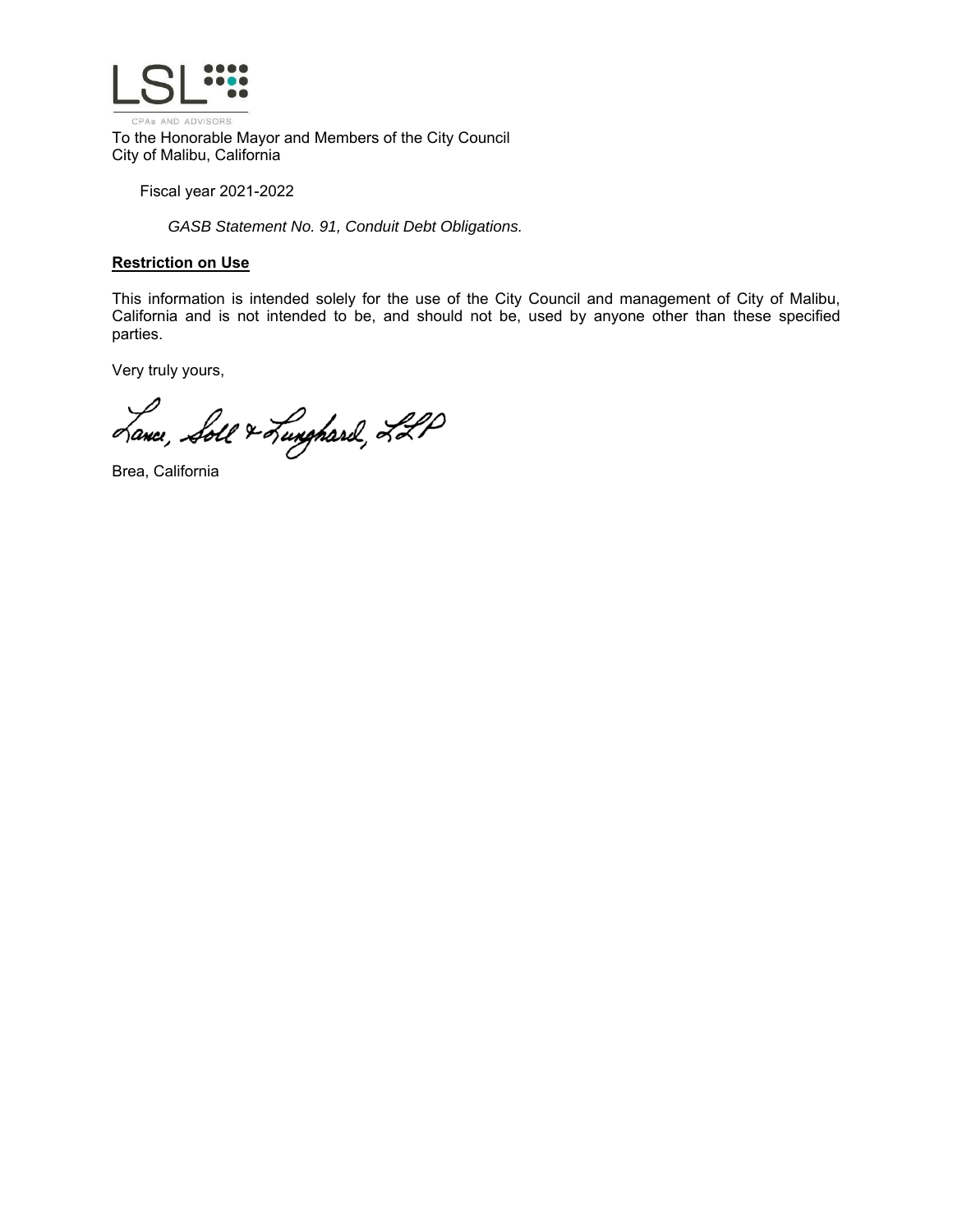To the Honorable Mayor and Members of the City Council
City of Malibu, California

Fiscal year 2021-2022

*GASB Statement No. 91, Conduit Debt Obligations.*

**Restriction on Use**

This information is intended solely for the use of the City Council and management of City of Malibu, California and is not intended to be, and should not be, used by anyone other than these specified parties.

Very truly yours,

Lance, Soll & Lunghard, LLP

Brea, California